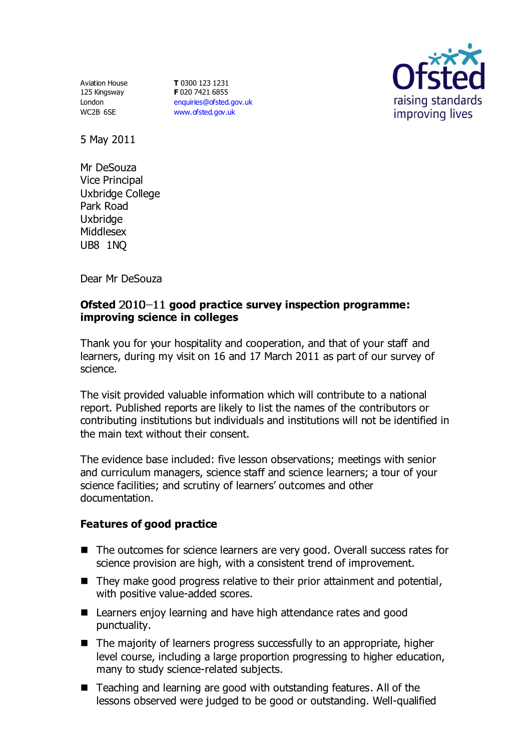Aviation House
125 Kingsway
London
WC2B 6SE

**T** 0300 123 1231
**F** 020 7421 6855
enquiries@ofsted.gov.uk
www.ofsted.gov.uk

5 May 2011

Mr DeSouza
Vice Principal
Uxbridge College
Park Road
Uxbridge
Middlesex
UB8 1NQ

Dear Mr DeSouza

**Ofsted 2010–11 good practice survey inspection programme: improving science in colleges**

Thank you for your hospitality and cooperation, and that of your staff and learners, during my visit on 16 and 17 March 2011 as part of our survey of science.

The visit provided valuable information which will contribute to a national report. Published reports are likely to list the names of the contributors or contributing institutions but individuals and institutions will not be identified in the main text without their consent.

The evidence base included: five lesson observations; meetings with senior and curriculum managers, science staff and science learners; a tour of your science facilities; and scrutiny of learners' outcomes and other documentation.

**Features of good practice**

- The outcomes for science learners are very good. Overall success rates for science provision are high, with a consistent trend of improvement.
- They make good progress relative to their prior attainment and potential, with positive value-added scores.
- Learners enjoy learning and have high attendance rates and good punctuality.
- The majority of learners progress successfully to an appropriate, higher level course, including a large proportion progressing to higher education, many to study science-related subjects.
- Teaching and learning are good with outstanding features. All of the lessons observed were judged to be good or outstanding. Well-qualified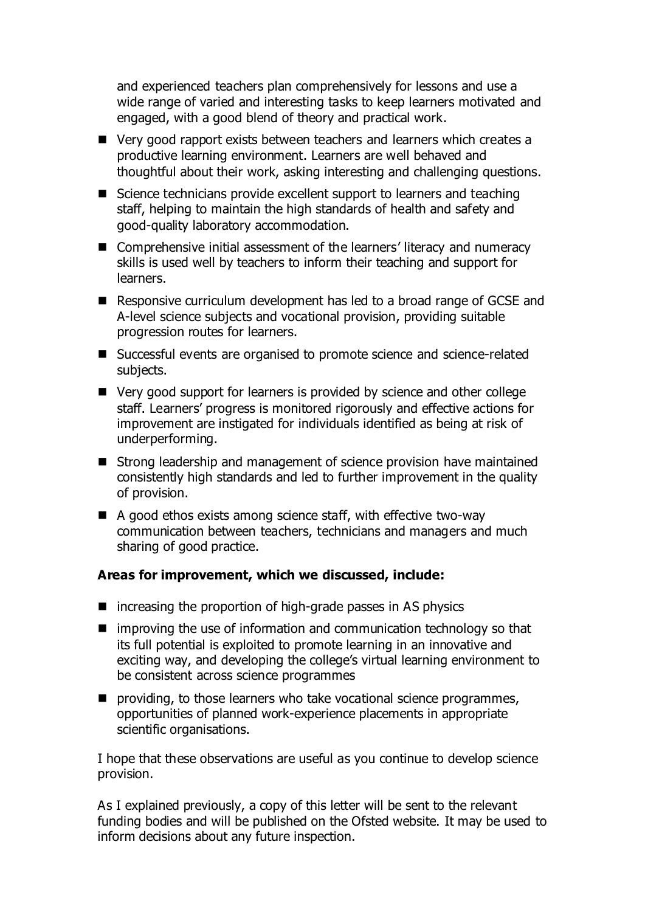and experienced teachers plan comprehensively for lessons and use a wide range of varied and interesting tasks to keep learners motivated and engaged, with a good blend of theory and practical work.

- Very good rapport exists between teachers and learners which creates a productive learning environment. Learners are well behaved and thoughtful about their work, asking interesting and challenging questions.
- Science technicians provide excellent support to learners and teaching staff, helping to maintain the high standards of health and safety and good-quality laboratory accommodation.
- Comprehensive initial assessment of the learners' literacy and numeracy skills is used well by teachers to inform their teaching and support for learners.
- Responsive curriculum development has led to a broad range of GCSE and A-level science subjects and vocational provision, providing suitable progression routes for learners.
- Successful events are organised to promote science and science-related subjects.
- Very good support for learners is provided by science and other college staff. Learners' progress is monitored rigorously and effective actions for improvement are instigated for individuals identified as being at risk of underperforming.
- Strong leadership and management of science provision have maintained consistently high standards and led to further improvement in the quality of provision.
- A good ethos exists among science staff, with effective two-way communication between teachers, technicians and managers and much sharing of good practice.

**Areas for improvement, which we discussed, include:**

- increasing the proportion of high-grade passes in AS physics
- improving the use of information and communication technology so that its full potential is exploited to promote learning in an innovative and exciting way, and developing the college's virtual learning environment to be consistent across science programmes
- providing, to those learners who take vocational science programmes, opportunities of planned work-experience placements in appropriate scientific organisations.

I hope that these observations are useful as you continue to develop science provision.

As I explained previously, a copy of this letter will be sent to the relevant funding bodies and will be published on the Ofsted website. It may be used to inform decisions about any future inspection.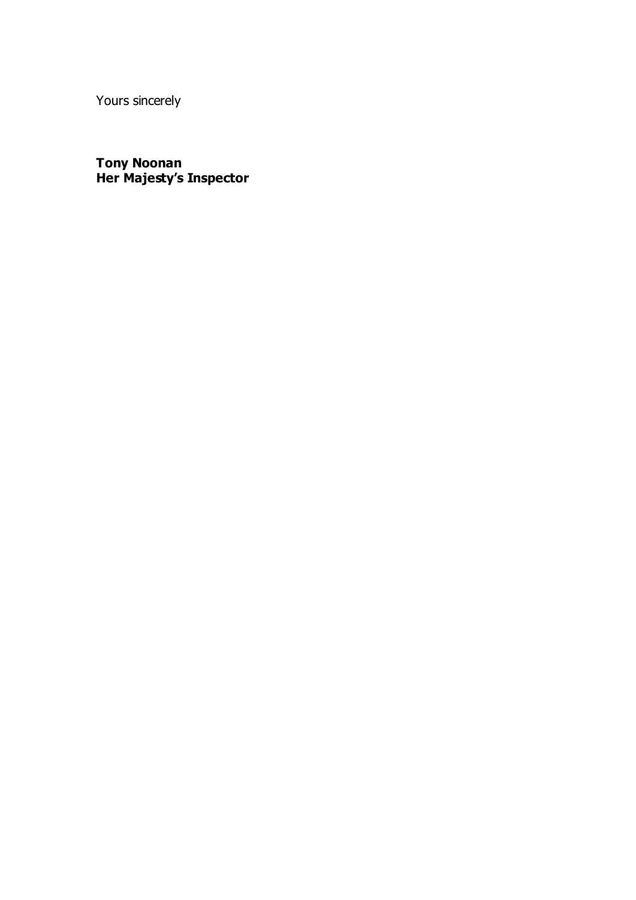Yours sincerely

**Tony Noonan**
**Her Majesty's Inspector**